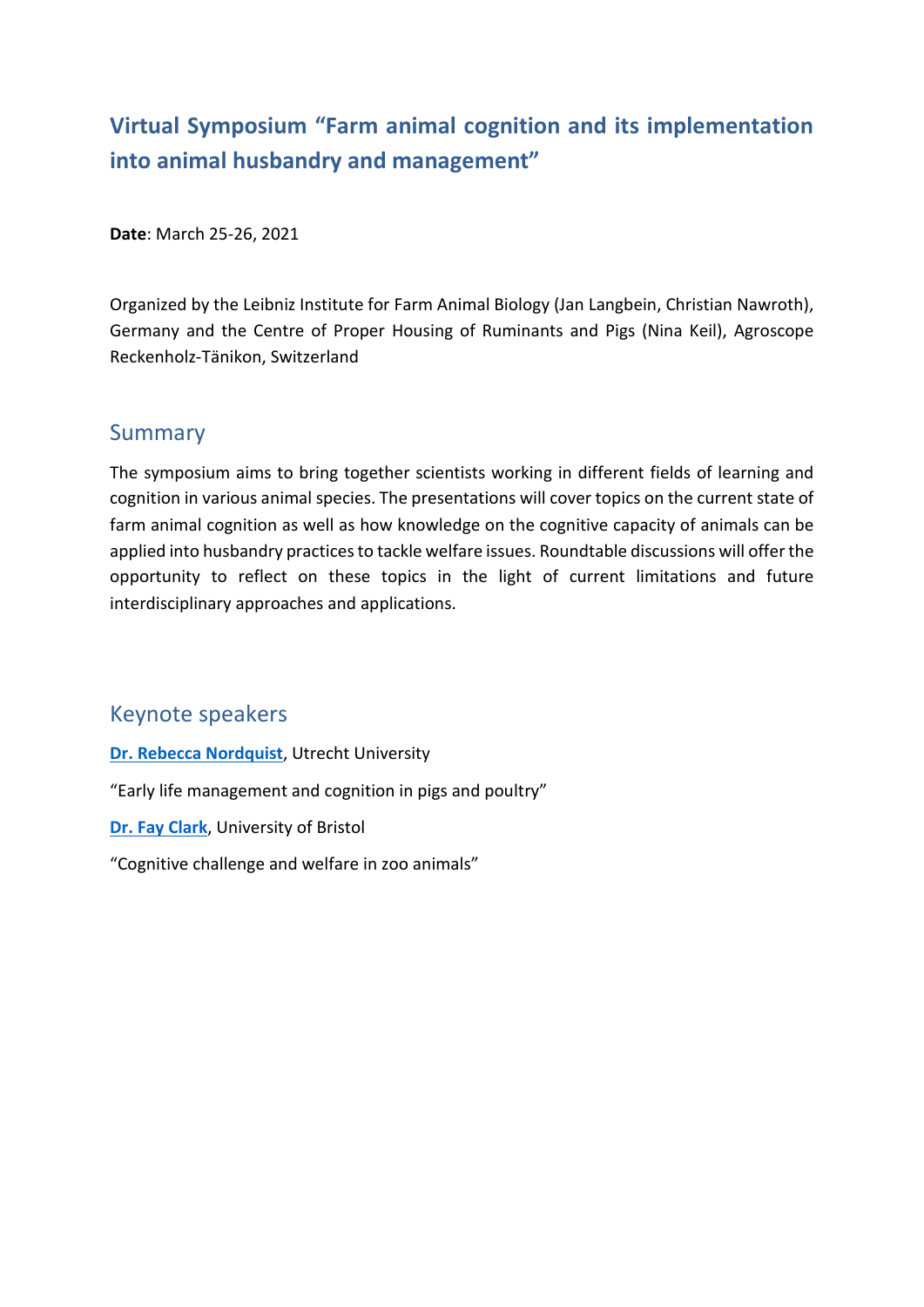# Virtual Symposium "Farm animal cognition and its implementation into animal husbandry and management"

**Date**: March 25-26, 2021

Organized by the Leibniz Institute for Farm Animal Biology (Jan Langbein, Christian Nawroth), Germany and the Centre of Proper Housing of Ruminants and Pigs (Nina Keil), Agroscope Reckenholz-Tänikon, Switzerland

## Summary

The symposium aims to bring together scientists working in different fields of learning and cognition in various animal species. The presentations will cover topics on the current state of farm animal cognition as well as how knowledge on the cognitive capacity of animals can be applied into husbandry practices to tackle welfare issues. Roundtable discussions will offer the opportunity to reflect on these topics in the light of current limitations and future interdisciplinary approaches and applications.

## Keynote speakers

**Dr. Rebecca Nordquist**, Utrecht University

"Early life management and cognition in pigs and poultry"

**Dr. Fay Clark**, University of Bristol

"Cognitive challenge and welfare in zoo animals"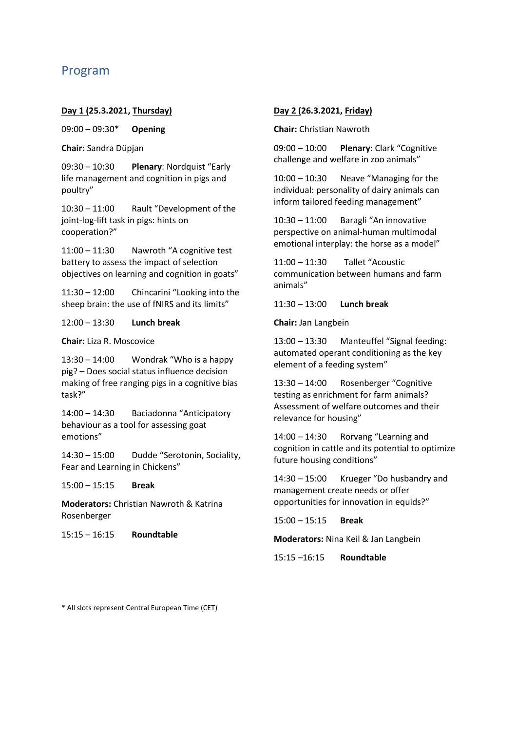## Program

**Day 1 (25.3.2021, Thursday)**

09:00 – 09:30* **Opening**

**Chair:** Sandra Düpjan

09:30 – 10:30 **Plenary**: Nordquist "Early life management and cognition in pigs and poultry"

10:30 – 11:00 Rault "Development of the joint-log-lift task in pigs: hints on cooperation?"

11:00 – 11:30 Nawroth "A cognitive test battery to assess the impact of selection objectives on learning and cognition in goats"

11:30 – 12:00 Chincarini "Looking into the sheep brain: the use of fNIRS and its limits"

12:00 – 13:30 **Lunch break**

**Chair:** Liza R. Moscovice

13:30 – 14:00 Wondrak "Who is a happy pig? – Does social status influence decision making of free ranging pigs in a cognitive bias task?"

14:00 – 14:30 Baciadonna "Anticipatory behaviour as a tool for assessing goat emotions"

14:30 – 15:00 Dudde "Serotonin, Sociality, Fear and Learning in Chickens"

15:00 – 15:15 **Break**

**Moderators:** Christian Nawroth & Katrina Rosenberger

15:15 – 16:15 **Roundtable**

**Day 2 (26.3.2021, Friday)**

**Chair:** Christian Nawroth

09:00 – 10:00 **Plenary**: Clark "Cognitive challenge and welfare in zoo animals"

10:00 – 10:30 Neave "Managing for the individual: personality of dairy animals can inform tailored feeding management"

10:30 – 11:00 Baragli "An innovative perspective on animal-human multimodal emotional interplay: the horse as a model"

11:00 – 11:30 Tallet "Acoustic communication between humans and farm animals"

11:30 – 13:00 **Lunch break**

**Chair:** Jan Langbein

13:00 – 13:30 Manteuffel "Signal feeding: automated operant conditioning as the key element of a feeding system"

13:30 – 14:00 Rosenberger "Cognitive testing as enrichment for farm animals? Assessment of welfare outcomes and their relevance for housing"

14:00 – 14:30 Rorvang "Learning and cognition in cattle and its potential to optimize future housing conditions"

14:30 – 15:00 Krueger "Do husbandry and management create needs or offer opportunities for innovation in equids?"

15:00 – 15:15 **Break**

**Moderators:** Nina Keil & Jan Langbein

15:15 –16:15 **Roundtable**

* All slots represent Central European Time (CET)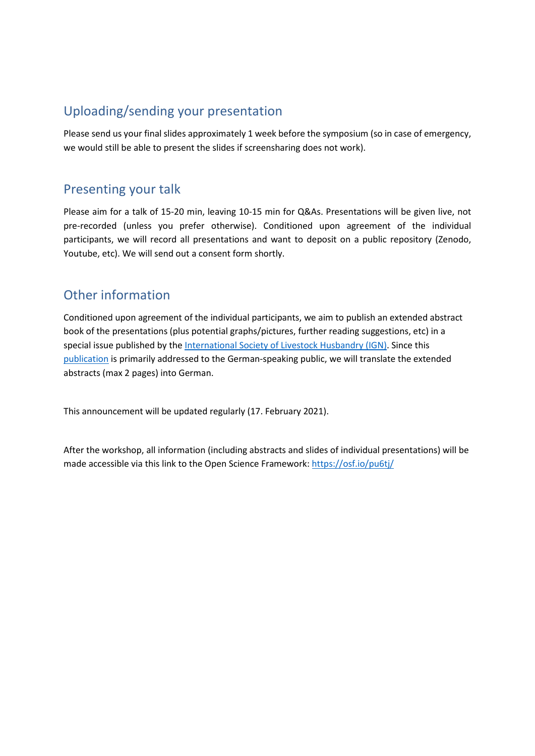## Uploading/sending your presentation

Please send us your final slides approximately 1 week before the symposium (so in case of emergency, we would still be able to present the slides if screensharing does not work).

## Presenting your talk

Please aim for a talk of 15-20 min, leaving 10-15 min for Q&As. Presentations will be given live, not pre-recorded (unless you prefer otherwise). Conditioned upon agreement of the individual participants, we will record all presentations and want to deposit on a public repository (Zenodo, Youtube, etc). We will send out a consent form shortly.

## Other information

Conditioned upon agreement of the individual participants, we aim to publish an extended abstract book of the presentations (plus potential graphs/pictures, further reading suggestions, etc) in a special issue published by the International Society of Livestock Husbandry (IGN). Since this publication is primarily addressed to the German-speaking public, we will translate the extended abstracts (max 2 pages) into German.

This announcement will be updated regularly (17. February 2021).

After the workshop, all information (including abstracts and slides of individual presentations) will be made accessible via this link to the Open Science Framework: https://osf.io/pu6tj/